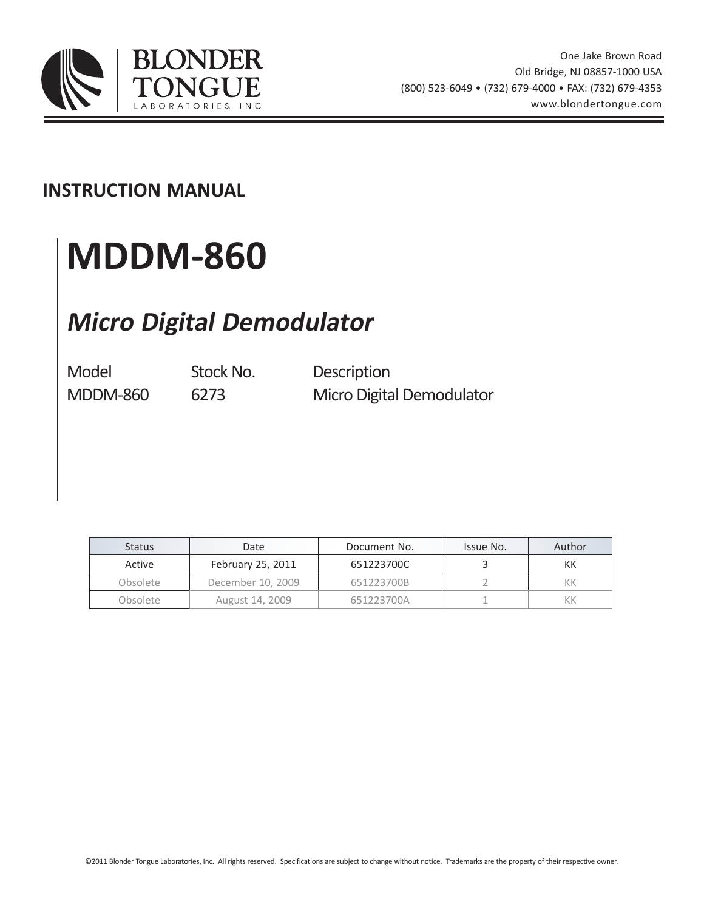**BLONDER TONGUE**
LABORATORIES, INC.

One Jake Brown Road
Old Bridge, NJ 08857-1000 USA
(800) 523-6049 • (732) 679-4000 • FAX: (732) 679-4353
www.blondertongue.com

## INSTRUCTION MANUAL

# MDDM-860

## *Micro Digital Demodulator*

| Model | Stock No. | Description |
|---|---|---|
| MDDM-860 | 6273 | Micro Digital Demodulator |

| Status | Date | Document No. | Issue No. | Author |
|---|---|---|---|---|
| Active | February 25, 2011 | 651223700C | 3 | KK |
| Obsolete | December 10, 2009 | 651223700B | 2 | KK |
| Obsolete | August 14, 2009 | 651223700A | 1 | KK |

©2011 Blonder Tongue Laboratories, Inc. All rights reserved. Specifications are subject to change without notice. Trademarks are the property of their respective owner.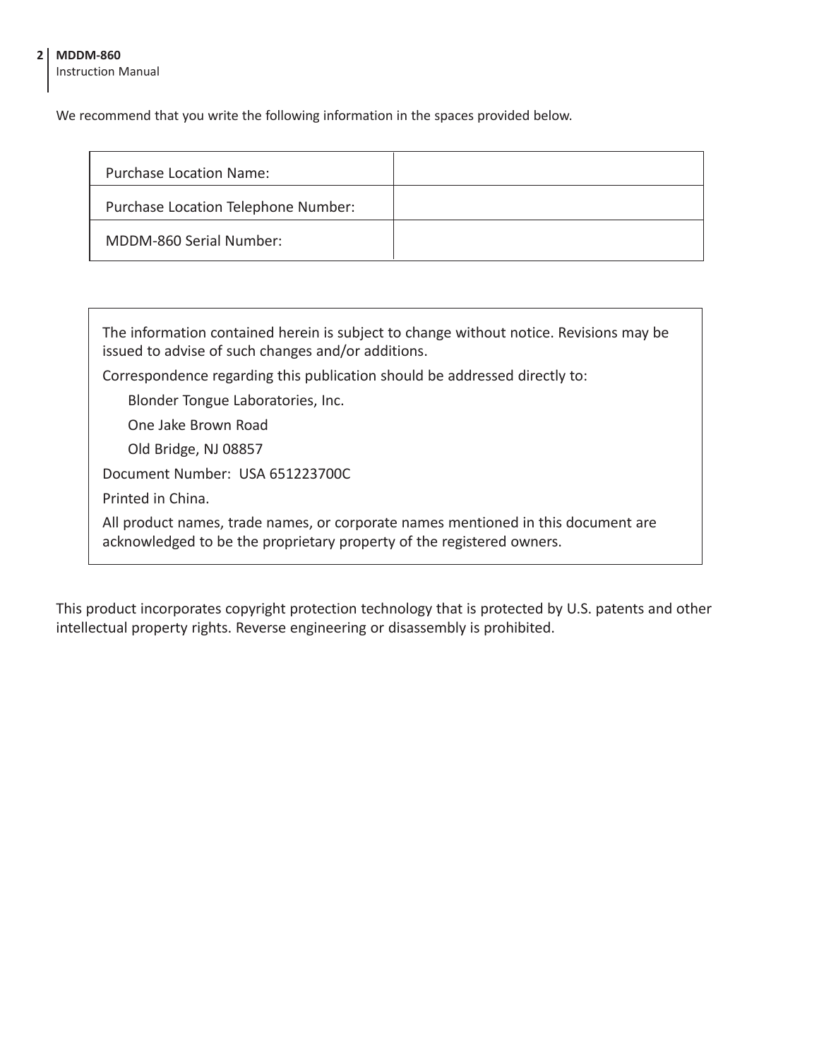We recommend that you write the following information in the spaces provided below.

| Purchase Location Name: | |
|---|---|
| Purchase Location Telephone Number: | |
| MDDM-860 Serial Number: | |

The information contained herein is subject to change without notice. Revisions may be issued to advise of such changes and/or additions.

Correspondence regarding this publication should be addressed directly to:

Blonder Tongue Laboratories, Inc.

One Jake Brown Road

Old Bridge, NJ 08857

Document Number: USA 651223700C

Printed in China.

All product names, trade names, or corporate names mentioned in this document are acknowledged to be the proprietary property of the registered owners.

This product incorporates copyright protection technology that is protected by U.S. patents and other intellectual property rights. Reverse engineering or disassembly is prohibited.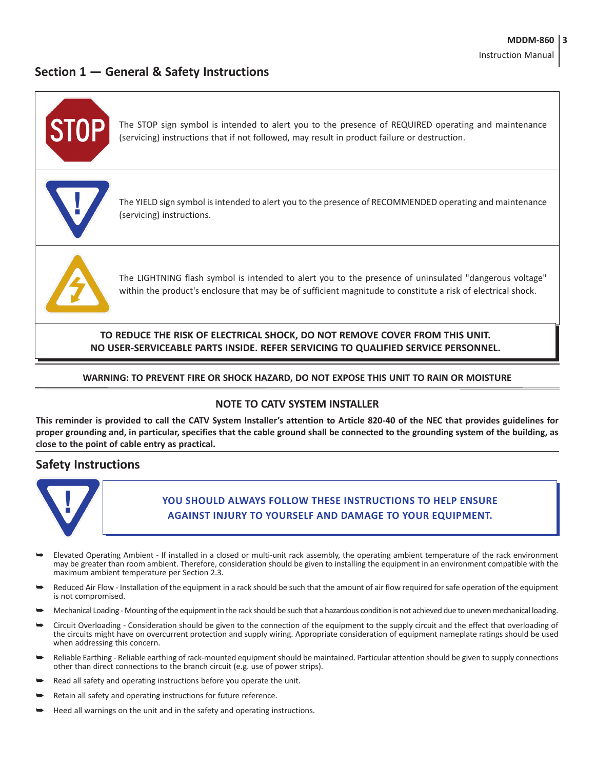## Section 1 — General & Safety Instructions

The STOP sign symbol is intended to alert you to the presence of REQUIRED operating and maintenance (servicing) instructions that if not followed, may result in product failure or destruction.

The YIELD sign symbol is intended to alert you to the presence of RECOMMENDED operating and maintenance (servicing) instructions.

The LIGHTNING flash symbol is intended to alert you to the presence of uninsulated "dangerous voltage" within the product's enclosure that may be of sufficient magnitude to constitute a risk of electrical shock.

**TO REDUCE THE RISK OF ELECTRICAL SHOCK, DO NOT REMOVE COVER FROM THIS UNIT. NO USER-SERVICEABLE PARTS INSIDE. REFER SERVICING TO QUALIFIED SERVICE PERSONNEL.**

**WARNING: TO PREVENT FIRE OR SHOCK HAZARD, DO NOT EXPOSE THIS UNIT TO RAIN OR MOISTURE**

### NOTE TO CATV SYSTEM INSTALLER

**This reminder is provided to call the CATV System Installer's attention to Article 820-40 of the NEC that provides guidelines for proper grounding and, in particular, specifies that the cable ground shall be connected to the grounding system of the building, as close to the point of cable entry as practical.**

## Safety Instructions

**YOU SHOULD ALWAYS FOLLOW THESE INSTRUCTIONS TO HELP ENSURE AGAINST INJURY TO YOURSELF AND DAMAGE TO YOUR EQUIPMENT.**

- Elevated Operating Ambient - If installed in a closed or multi-unit rack assembly, the operating ambient temperature of the rack environment may be greater than room ambient. Therefore, consideration should be given to installing the equipment in an environment compatible with the maximum ambient temperature per Section 2.3.
- Reduced Air Flow - Installation of the equipment in a rack should be such that the amount of air flow required for safe operation of the equipment is not compromised.
- Mechanical Loading - Mounting of the equipment in the rack should be such that a hazardous condition is not achieved due to uneven mechanical loading.
- Circuit Overloading - Consideration should be given to the connection of the equipment to the supply circuit and the effect that overloading of the circuits might have on overcurrent protection and supply wiring. Appropriate consideration of equipment nameplate ratings should be used when addressing this concern.
- Reliable Earthing - Reliable earthing of rack-mounted equipment should be maintained. Particular attention should be given to supply connections other than direct connections to the branch circuit (e.g. use of power strips).
- Read all safety and operating instructions before you operate the unit.
- Retain all safety and operating instructions for future reference.
- Heed all warnings on the unit and in the safety and operating instructions.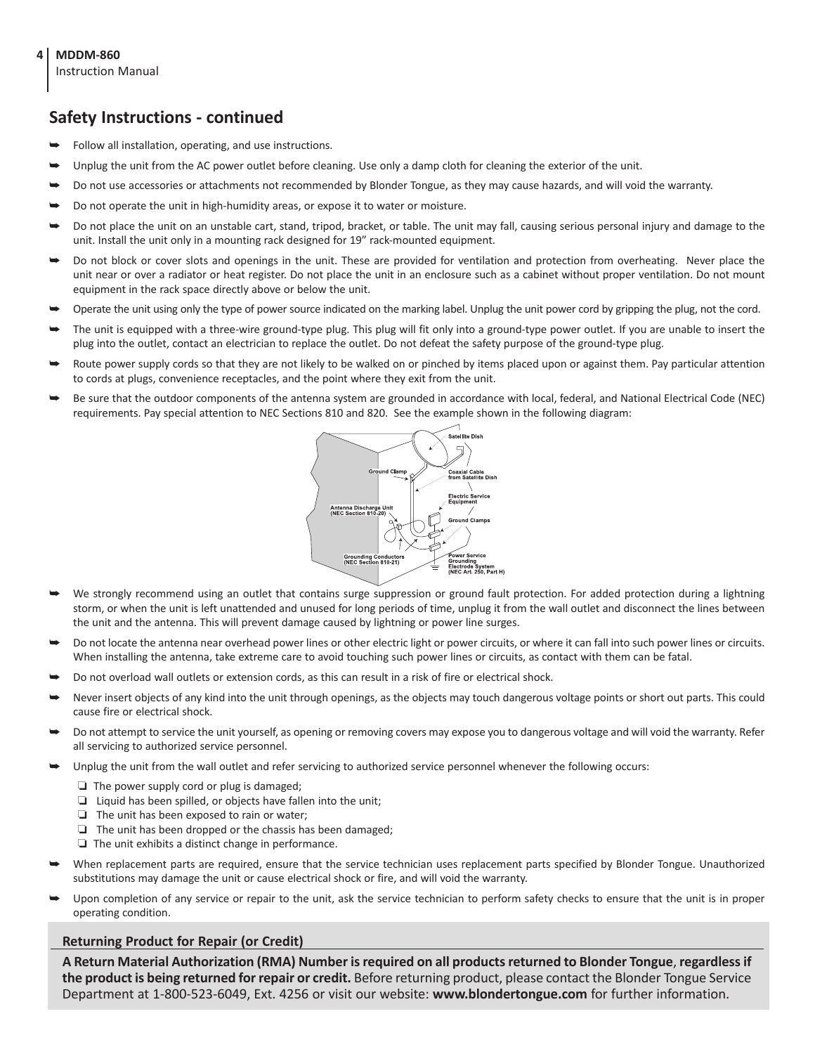## Safety Instructions - continued

- Follow all installation, operating, and use instructions.
- Unplug the unit from the AC power outlet before cleaning. Use only a damp cloth for cleaning the exterior of the unit.
- Do not use accessories or attachments not recommended by Blonder Tongue, as they may cause hazards, and will void the warranty.
- Do not operate the unit in high-humidity areas, or expose it to water or moisture.
- Do not place the unit on an unstable cart, stand, tripod, bracket, or table. The unit may fall, causing serious personal injury and damage to the unit. Install the unit only in a mounting rack designed for 19" rack-mounted equipment.
- Do not block or cover slots and openings in the unit. These are provided for ventilation and protection from overheating. Never place the unit near or over a radiator or heat register. Do not place the unit in an enclosure such as a cabinet without proper ventilation. Do not mount equipment in the rack space directly above or below the unit.
- Operate the unit using only the type of power source indicated on the marking label. Unplug the unit power cord by gripping the plug, not the cord.
- The unit is equipped with a three-wire ground-type plug. This plug will fit only into a ground-type power outlet. If you are unable to insert the plug into the outlet, contact an electrician to replace the outlet. Do not defeat the safety purpose of the ground-type plug.
- Route power supply cords so that they are not likely to be walked on or pinched by items placed upon or against them. Pay particular attention to cords at plugs, convenience receptacles, and the point where they exit from the unit.
- Be sure that the outdoor components of the antenna system are grounded in accordance with local, federal, and National Electrical Code (NEC) requirements. Pay special attention to NEC Sections 810 and 820. See the example shown in the following diagram:

Satellite Dish
Ground Clamp
Coaxial Cable from Satellite Dish
Electric Service Equipment
Antenna Discharge Unit (NEC Section 810-20)
Ground Clamps
Grounding Conductors (NEC Section 810-21)
Power Service Grounding Electrode System (NEC Art. 250, Part H)

- We strongly recommend using an outlet that contains surge suppression or ground fault protection. For added protection during a lightning storm, or when the unit is left unattended and unused for long periods of time, unplug it from the wall outlet and disconnect the lines between the unit and the antenna. This will prevent damage caused by lightning or power line surges.
- Do not locate the antenna near overhead power lines or other electric light or power circuits, or where it can fall into such power lines or circuits. When installing the antenna, take extreme care to avoid touching such power lines or circuits, as contact with them can be fatal.
- Do not overload wall outlets or extension cords, as this can result in a risk of fire or electrical shock.
- Never insert objects of any kind into the unit through openings, as the objects may touch dangerous voltage points or short out parts. This could cause fire or electrical shock.
- Do not attempt to service the unit yourself, as opening or removing covers may expose you to dangerous voltage and will void the warranty. Refer all servicing to authorized service personnel.
- Unplug the unit from the wall outlet and refer servicing to authorized service personnel whenever the following occurs:
  - ❏ The power supply cord or plug is damaged;
  - ❏ Liquid has been spilled, or objects have fallen into the unit;
  - ❏ The unit has been exposed to rain or water;
  - ❏ The unit has been dropped or the chassis has been damaged;
  - ❏ The unit exhibits a distinct change in performance.
- When replacement parts are required, ensure that the service technician uses replacement parts specified by Blonder Tongue. Unauthorized substitutions may damage the unit or cause electrical shock or fire, and will void the warranty.
- Upon completion of any service or repair to the unit, ask the service technician to perform safety checks to ensure that the unit is in proper operating condition.

### Returning Product for Repair (or Credit)

**A Return Material Authorization (RMA) Number is required on all products returned to Blonder Tongue, regardless if the product is being returned for repair or credit.** Before returning product, please contact the Blonder Tongue Service Department at 1-800-523-6049, Ext. 4256 or visit our website: **www.blondertongue.com** for further information.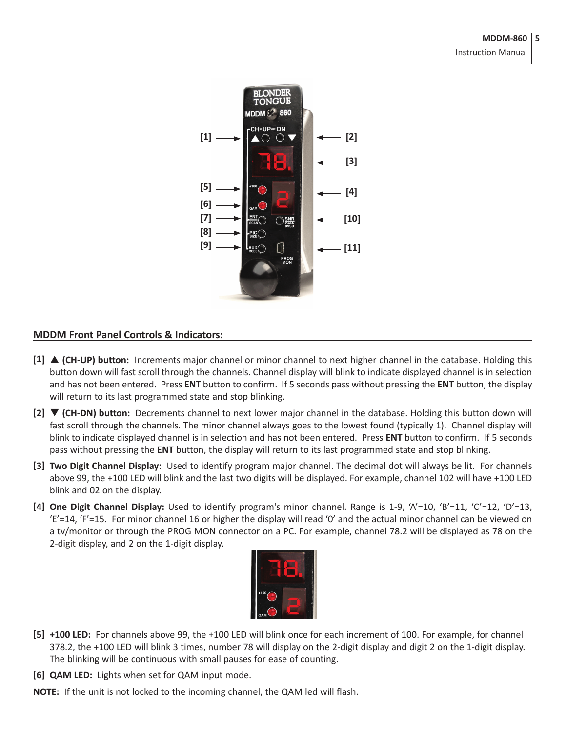## MDDM Front Panel Controls & Indicators:

**[1] ▲ (CH-UP) button:** Increments major channel or minor channel to next higher channel in the database. Holding this button down will fast scroll through the channels. Channel display will blink to indicate displayed channel is in selection and has not been entered. Press **ENT** button to confirm. If 5 seconds pass without pressing the **ENT** button, the display will return to its last programmed state and stop blinking.

**[2] ▼ (CH-DN) button:** Decrements channel to next lower major channel in the database. Holding this button down will fast scroll through the channels. The minor channel always goes to the lowest found (typically 1). Channel display will blink to indicate displayed channel is in selection and has not been entered. Press **ENT** button to confirm. If 5 seconds pass without pressing the **ENT** button, the display will return to its last programmed state and stop blinking.

**[3] Two Digit Channel Display:** Used to identify program major channel. The decimal dot will always be lit. For channels above 99, the +100 LED will blink and the last two digits will be displayed. For example, channel 102 will have +100 LED blink and 02 on the display.

**[4] One Digit Channel Display:** Used to identify program's minor channel. Range is 1-9, 'A'=10, 'B'=11, 'C'=12, 'D'=13, 'E'=14, 'F'=15. For minor channel 16 or higher the display will read '0' and the actual minor channel can be viewed on a tv/monitor or through the PROG MON connector on a PC. For example, channel 78.2 will be displayed as 78 on the 2-digit display, and 2 on the 1-digit display.

**[5] +100 LED:** For channels above 99, the +100 LED will blink once for each increment of 100. For example, for channel 378.2, the +100 LED will blink 3 times, number 78 will display on the 2-digit display and digit 2 on the 1-digit display. The blinking will be continuous with small pauses for ease of counting.

**[6] QAM LED:** Lights when set for QAM input mode.

**NOTE:** If the unit is not locked to the incoming channel, the QAM led will flash.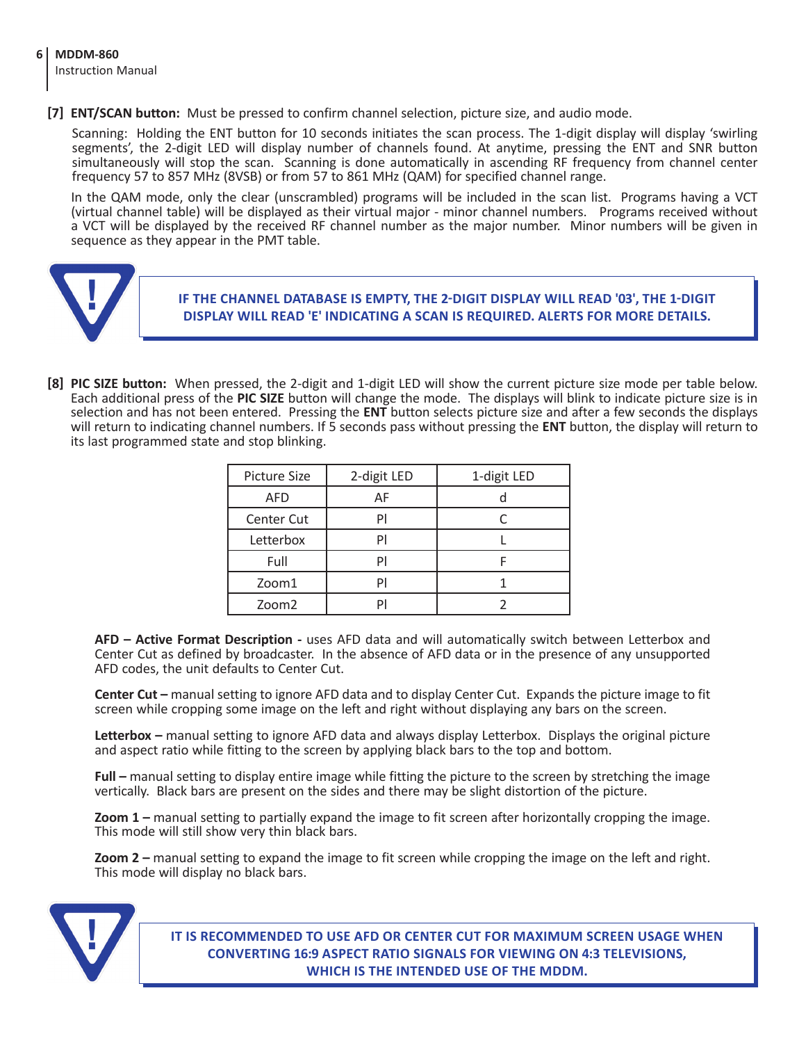**[7] ENT/SCAN button:** Must be pressed to confirm channel selection, picture size, and audio mode.

Scanning: Holding the ENT button for 10 seconds initiates the scan process. The 1-digit display will display 'swirling segments', the 2-digit LED will display number of channels found. At anytime, pressing the ENT and SNR button simultaneously will stop the scan. Scanning is done automatically in ascending RF frequency from channel center frequency 57 to 857 MHz (8VSB) or from 57 to 861 MHz (QAM) for specified channel range.

In the QAM mode, only the clear (unscrambled) programs will be included in the scan list. Programs having a VCT (virtual channel table) will be displayed as their virtual major - minor channel numbers. Programs received without a VCT will be displayed by the received RF channel number as the major number. Minor numbers will be given in sequence as they appear in the PMT table.

**IF THE CHANNEL DATABASE IS EMPTY, THE 2-DIGIT DISPLAY WILL READ '03', THE 1-DIGIT DISPLAY WILL READ 'E' INDICATING A SCAN IS REQUIRED. ALERTS FOR MORE DETAILS.**

**[8] PIC SIZE button:** When pressed, the 2-digit and 1-digit LED will show the current picture size mode per table below. Each additional press of the **PIC SIZE** button will change the mode. The displays will blink to indicate picture size is in selection and has not been entered. Pressing the **ENT** button selects picture size and after a few seconds the displays will return to indicating channel numbers. If 5 seconds pass without pressing the **ENT** button, the display will return to its last programmed state and stop blinking.

| Picture Size | 2-digit LED | 1-digit LED |
|---|---|---|
| AFD | AF | d |
| Center Cut | Pl | C |
| Letterbox | Pl | L |
| Full | Pl | F |
| Zoom1 | Pl | 1 |
| Zoom2 | Pl | 2 |

**AFD – Active Format Description -** uses AFD data and will automatically switch between Letterbox and Center Cut as defined by broadcaster. In the absence of AFD data or in the presence of any unsupported AFD codes, the unit defaults to Center Cut.

**Center Cut –** manual setting to ignore AFD data and to display Center Cut. Expands the picture image to fit screen while cropping some image on the left and right without displaying any bars on the screen.

**Letterbox –** manual setting to ignore AFD data and always display Letterbox. Displays the original picture and aspect ratio while fitting to the screen by applying black bars to the top and bottom.

**Full –** manual setting to display entire image while fitting the picture to the screen by stretching the image vertically. Black bars are present on the sides and there may be slight distortion of the picture.

**Zoom 1 –** manual setting to partially expand the image to fit screen after horizontally cropping the image. This mode will still show very thin black bars.

**Zoom 2 –** manual setting to expand the image to fit screen while cropping the image on the left and right. This mode will display no black bars.

**IT IS RECOMMENDED TO USE AFD OR CENTER CUT FOR MAXIMUM SCREEN USAGE WHEN CONVERTING 16:9 ASPECT RATIO SIGNALS FOR VIEWING ON 4:3 TELEVISIONS, WHICH IS THE INTENDED USE OF THE MDDM.**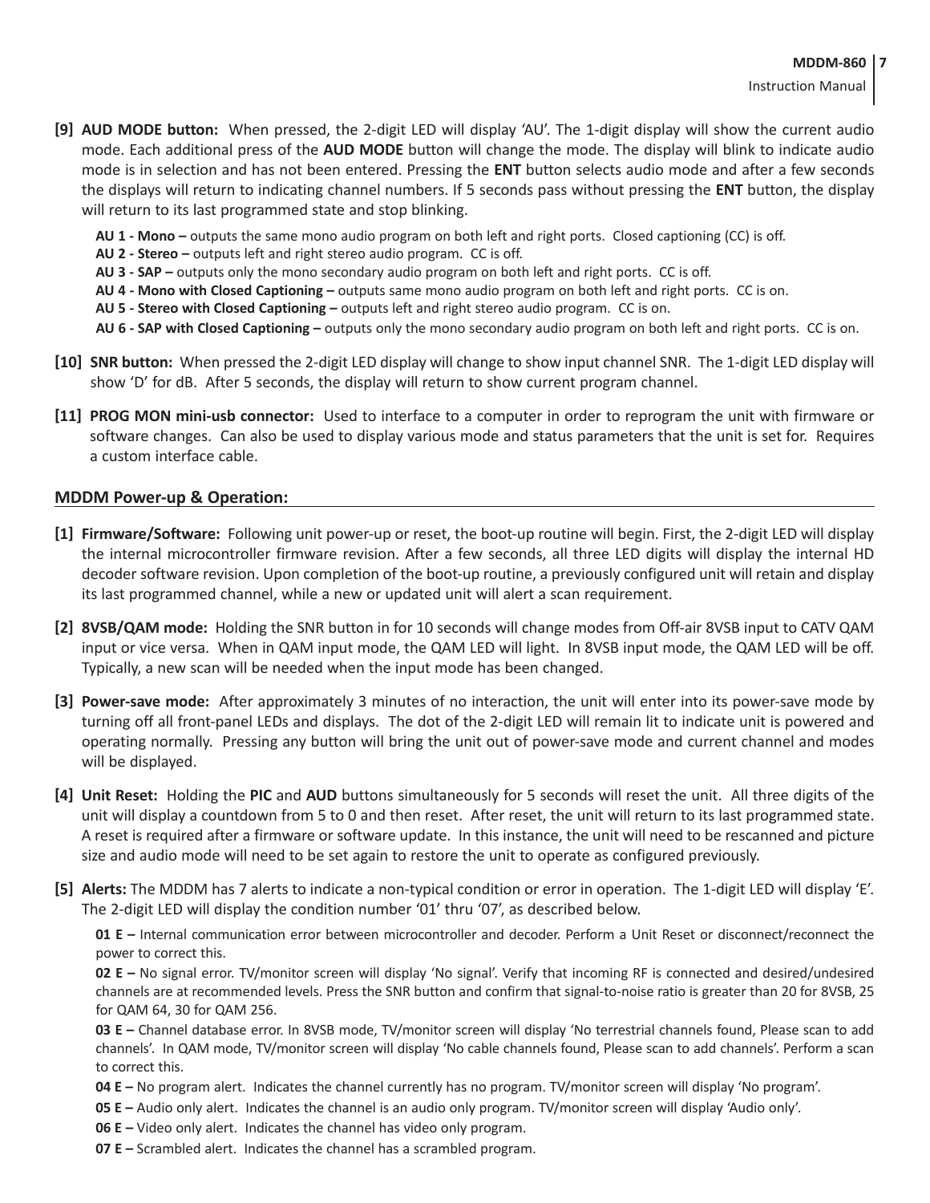**[9] AUD MODE button:** When pressed, the 2-digit LED will display 'AU'. The 1-digit display will show the current audio mode. Each additional press of the **AUD MODE** button will change the mode. The display will blink to indicate audio mode is in selection and has not been entered. Pressing the **ENT** button selects audio mode and after a few seconds the displays will return to indicating channel numbers. If 5 seconds pass without pressing the **ENT** button, the display will return to its last programmed state and stop blinking.

**AU 1 - Mono –** outputs the same mono audio program on both left and right ports. Closed captioning (CC) is off.
**AU 2 - Stereo –** outputs left and right stereo audio program. CC is off.
**AU 3 - SAP –** outputs only the mono secondary audio program on both left and right ports. CC is off.
**AU 4 - Mono with Closed Captioning –** outputs same mono audio program on both left and right ports. CC is on.
**AU 5 - Stereo with Closed Captioning –** outputs left and right stereo audio program. CC is on.
**AU 6 - SAP with Closed Captioning –** outputs only the mono secondary audio program on both left and right ports. CC is on.

**[10] SNR button:** When pressed the 2-digit LED display will change to show input channel SNR. The 1-digit LED display will show 'D' for dB. After 5 seconds, the display will return to show current program channel.

**[11] PROG MON mini-usb connector:** Used to interface to a computer in order to reprogram the unit with firmware or software changes. Can also be used to display various mode and status parameters that the unit is set for. Requires a custom interface cable.

## MDDM Power-up & Operation:

**[1] Firmware/Software:** Following unit power-up or reset, the boot-up routine will begin. First, the 2-digit LED will display the internal microcontroller firmware revision. After a few seconds, all three LED digits will display the internal HD decoder software revision. Upon completion of the boot-up routine, a previously configured unit will retain and display its last programmed channel, while a new or updated unit will alert a scan requirement.

**[2] 8VSB/QAM mode:** Holding the SNR button in for 10 seconds will change modes from Off-air 8VSB input to CATV QAM input or vice versa. When in QAM input mode, the QAM LED will light. In 8VSB input mode, the QAM LED will be off. Typically, a new scan will be needed when the input mode has been changed.

**[3] Power-save mode:** After approximately 3 minutes of no interaction, the unit will enter into its power-save mode by turning off all front-panel LEDs and displays. The dot of the 2-digit LED will remain lit to indicate unit is powered and operating normally. Pressing any button will bring the unit out of power-save mode and current channel and modes will be displayed.

**[4] Unit Reset:** Holding the **PIC** and **AUD** buttons simultaneously for 5 seconds will reset the unit. All three digits of the unit will display a countdown from 5 to 0 and then reset. After reset, the unit will return to its last programmed state. A reset is required after a firmware or software update. In this instance, the unit will need to be rescanned and picture size and audio mode will need to be set again to restore the unit to operate as configured previously.

**[5] Alerts:** The MDDM has 7 alerts to indicate a non-typical condition or error in operation. The 1-digit LED will display 'E'. The 2-digit LED will display the condition number '01' thru '07', as described below.

**01 E –** Internal communication error between microcontroller and decoder. Perform a Unit Reset or disconnect/reconnect the power to correct this.

**02 E –** No signal error. TV/monitor screen will display 'No signal'. Verify that incoming RF is connected and desired/undesired channels are at recommended levels. Press the SNR button and confirm that signal-to-noise ratio is greater than 20 for 8VSB, 25 for QAM 64, 30 for QAM 256.

**03 E –** Channel database error. In 8VSB mode, TV/monitor screen will display 'No terrestrial channels found, Please scan to add channels'. In QAM mode, TV/monitor screen will display 'No cable channels found, Please scan to add channels'. Perform a scan to correct this.

**04 E –** No program alert. Indicates the channel currently has no program. TV/monitor screen will display 'No program'.

**05 E –** Audio only alert. Indicates the channel is an audio only program. TV/monitor screen will display 'Audio only'.

**06 E –** Video only alert. Indicates the channel has video only program.

**07 E –** Scrambled alert. Indicates the channel has a scrambled program.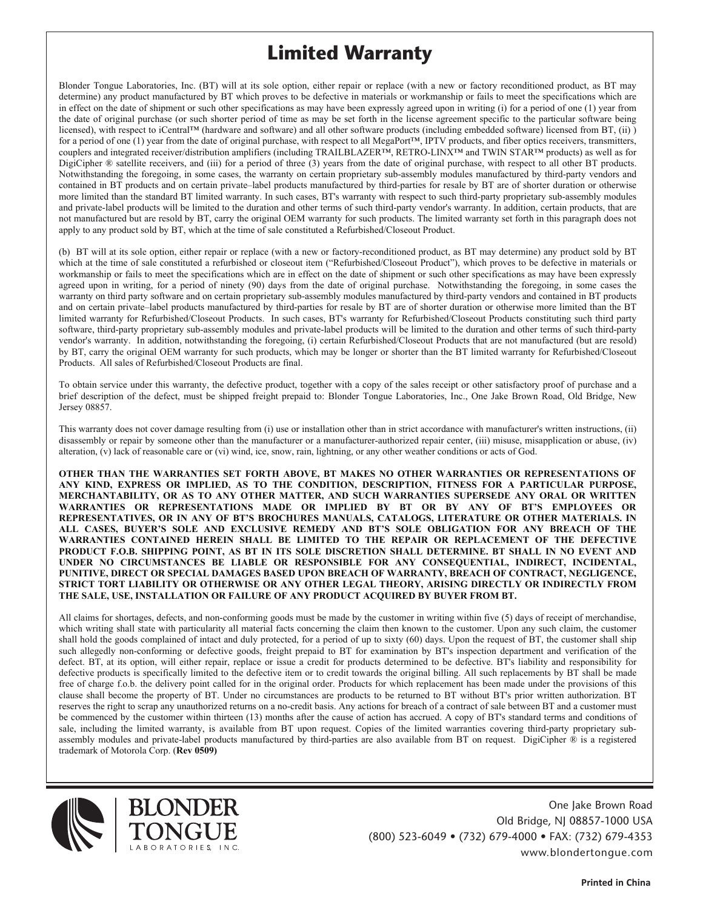# Limited Warranty

Blonder Tongue Laboratories, Inc. (BT) will at its sole option, either repair or replace (with a new or factory reconditioned product, as BT may determine) any product manufactured by BT which proves to be defective in materials or workmanship or fails to meet the specifications which are in effect on the date of shipment or such other specifications as may have been expressly agreed upon in writing (i) for a period of one (1) year from the date of original purchase (or such shorter period of time as may be set forth in the license agreement specific to the particular software being licensed), with respect to iCentral™ (hardware and software) and all other software products (including embedded software) licensed from BT, (ii) ) for a period of one (1) year from the date of original purchase, with respect to all MegaPort™, IPTV products, and fiber optics receivers, transmitters, couplers and integrated receiver/distribution amplifiers (including TRAILBLAZER™, RETRO-LINX™ and TWIN STAR™ products) as well as for DigiCipher ® satellite receivers, and (iii) for a period of three (3) years from the date of original purchase, with respect to all other BT products. Notwithstanding the foregoing, in some cases, the warranty on certain proprietary sub-assembly modules manufactured by third-party vendors and contained in BT products and on certain private–label products manufactured by third-parties for resale by BT are of shorter duration or otherwise more limited than the standard BT limited warranty. In such cases, BT's warranty with respect to such third-party proprietary sub-assembly modules and private-label products will be limited to the duration and other terms of such third-party vendor's warranty. In addition, certain products, that are not manufactured but are resold by BT, carry the original OEM warranty for such products. The limited warranty set forth in this paragraph does not apply to any product sold by BT, which at the time of sale constituted a Refurbished/Closeout Product.

(b) BT will at its sole option, either repair or replace (with a new or factory-reconditioned product, as BT may determine) any product sold by BT which at the time of sale constituted a refurbished or closeout item ("Refurbished/Closeout Product"), which proves to be defective in materials or workmanship or fails to meet the specifications which are in effect on the date of shipment or such other specifications as may have been expressly agreed upon in writing, for a period of ninety (90) days from the date of original purchase. Notwithstanding the foregoing, in some cases the warranty on third party software and on certain proprietary sub-assembly modules manufactured by third-party vendors and contained in BT products and on certain private–label products manufactured by third-parties for resale by BT are of shorter duration or otherwise more limited than the BT limited warranty for Refurbished/Closeout Products. In such cases, BT's warranty for Refurbished/Closeout Products constituting such third party software, third-party proprietary sub-assembly modules and private-label products will be limited to the duration and other terms of such third-party vendor's warranty. In addition, notwithstanding the foregoing, (i) certain Refurbished/Closeout Products that are not manufactured (but are resold) by BT, carry the original OEM warranty for such products, which may be longer or shorter than the BT limited warranty for Refurbished/Closeout Products. All sales of Refurbished/Closeout Products are final.

To obtain service under this warranty, the defective product, together with a copy of the sales receipt or other satisfactory proof of purchase and a brief description of the defect, must be shipped freight prepaid to: Blonder Tongue Laboratories, Inc., One Jake Brown Road, Old Bridge, New Jersey 08857.

This warranty does not cover damage resulting from (i) use or installation other than in strict accordance with manufacturer's written instructions, (ii) disassembly or repair by someone other than the manufacturer or a manufacturer-authorized repair center, (iii) misuse, misapplication or abuse, (iv) alteration, (v) lack of reasonable care or (vi) wind, ice, snow, rain, lightning, or any other weather conditions or acts of God.

**OTHER THAN THE WARRANTIES SET FORTH ABOVE, BT MAKES NO OTHER WARRANTIES OR REPRESENTATIONS OF ANY KIND, EXPRESS OR IMPLIED, AS TO THE CONDITION, DESCRIPTION, FITNESS FOR A PARTICULAR PURPOSE, MERCHANTABILITY, OR AS TO ANY OTHER MATTER, AND SUCH WARRANTIES SUPERSEDE ANY ORAL OR WRITTEN WARRANTIES OR REPRESENTATIONS MADE OR IMPLIED BY BT OR BY ANY OF BT'S EMPLOYEES OR REPRESENTATIVES, OR IN ANY OF BT'S BROCHURES MANUALS, CATALOGS, LITERATURE OR OTHER MATERIALS. IN ALL CASES, BUYER'S SOLE AND EXCLUSIVE REMEDY AND BT'S SOLE OBLIGATION FOR ANY BREACH OF THE WARRANTIES CONTAINED HEREIN SHALL BE LIMITED TO THE REPAIR OR REPLACEMENT OF THE DEFECTIVE PRODUCT F.O.B. SHIPPING POINT, AS BT IN ITS SOLE DISCRETION SHALL DETERMINE. BT SHALL IN NO EVENT AND UNDER NO CIRCUMSTANCES BE LIABLE OR RESPONSIBLE FOR ANY CONSEQUENTIAL, INDIRECT, INCIDENTAL, PUNITIVE, DIRECT OR SPECIAL DAMAGES BASED UPON BREACH OF WARRANTY, BREACH OF CONTRACT, NEGLIGENCE, STRICT TORT LIABILITY OR OTHERWISE OR ANY OTHER LEGAL THEORY, ARISING DIRECTLY OR INDIRECTLY FROM THE SALE, USE, INSTALLATION OR FAILURE OF ANY PRODUCT ACQUIRED BY BUYER FROM BT.**

All claims for shortages, defects, and non-conforming goods must be made by the customer in writing within five (5) days of receipt of merchandise, which writing shall state with particularity all material facts concerning the claim then known to the customer. Upon any such claim, the customer shall hold the goods complained of intact and duly protected, for a period of up to sixty (60) days. Upon the request of BT, the customer shall ship such allegedly non-conforming or defective goods, freight prepaid to BT for examination by BT's inspection department and verification of the defect. BT, at its option, will either repair, replace or issue a credit for products determined to be defective. BT's liability and responsibility for defective products is specifically limited to the defective item or to credit towards the original billing. All such replacements by BT shall be made free of charge f.o.b. the delivery point called for in the original order. Products for which replacement has been made under the provisions of this clause shall become the property of BT. Under no circumstances are products to be returned to BT without BT's prior written authorization. BT reserves the right to scrap any unauthorized returns on a no-credit basis. Any actions for breach of a contract of sale between BT and a customer must be commenced by the customer within thirteen (13) months after the cause of action has accrued. A copy of BT's standard terms and conditions of sale, including the limited warranty, is available from BT upon request. Copies of the limited warranties covering third-party proprietary sub-assembly modules and private-label products manufactured by third-parties are also available from BT on request. DigiCipher ® is a registered trademark of Motorola Corp. (**Rev 0509)**

BLONDER TONGUE LABORATORIES, INC.

One Jake Brown Road
Old Bridge, NJ 08857-1000 USA
(800) 523-6049 • (732) 679-4000 • FAX: (732) 679-4353
www.blondertongue.com

**Printed in China**